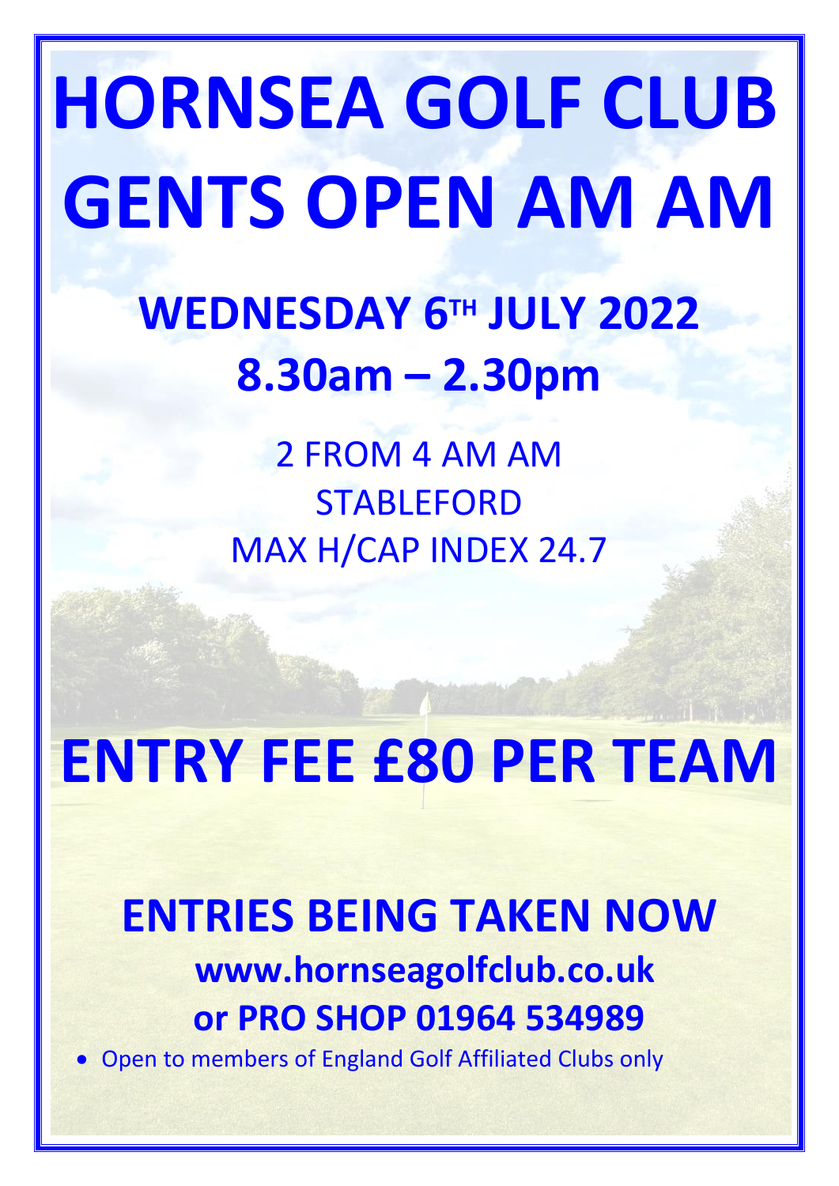# HORNSEA GOLF CLUB GENTS OPEN AM AM

## WEDNESDAY 6TH JULY 2022
## 8.30am – 2.30pm

2 FROM 4 AM AM
STABLEFORD
MAX H/CAP INDEX 24.7

# ENTRY FEE £80 PER TEAM

## ENTRIES BEING TAKEN NOW

**www.hornseagolfclub.co.uk**
**or PRO SHOP 01964 534989**

- Open to members of England Golf Affiliated Clubs only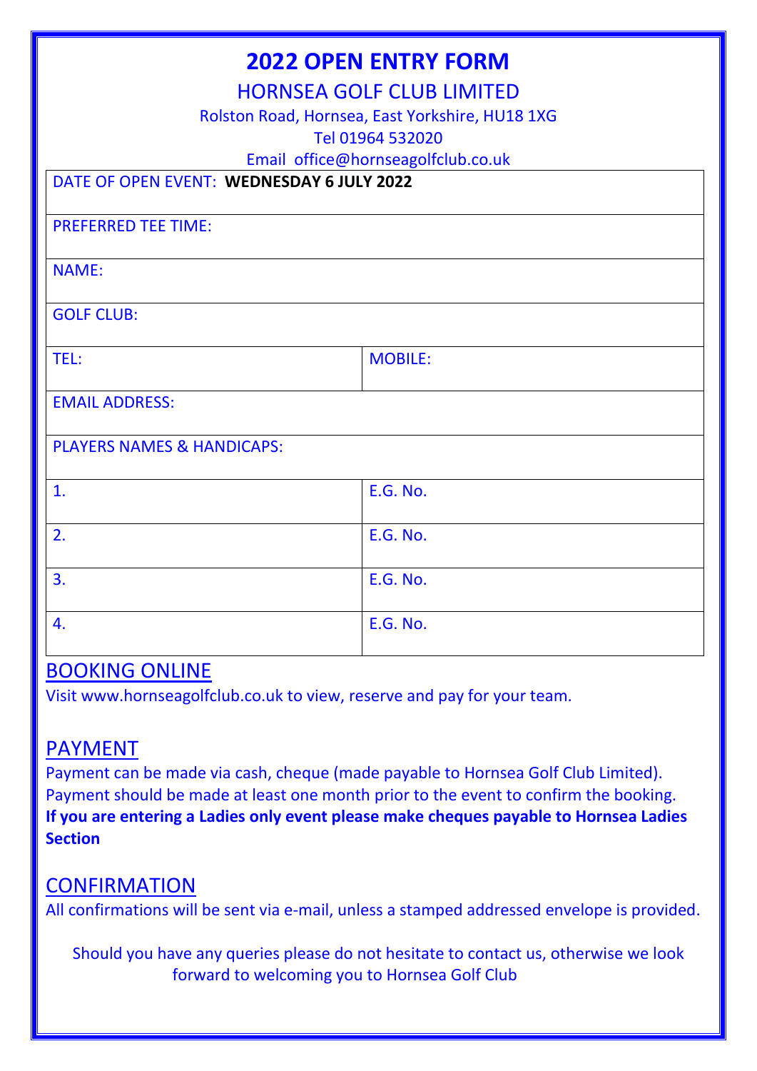# 2022 OPEN ENTRY FORM

HORNSEA GOLF CLUB LIMITED

Rolston Road, Hornsea, East Yorkshire, HU18 1XG

Tel 01964 532020

Email office@hornseagolfclub.co.uk

| | |
|---|---|
| DATE OF OPEN EVENT: **WEDNESDAY 6 JULY 2022** | |
| PREFERRED TEE TIME: | |
| NAME: | |
| GOLF CLUB: | |
| TEL: | MOBILE: |
| EMAIL ADDRESS: | |
| PLAYERS NAMES & HANDICAPS: | |
| 1. | E.G. No. |
| 2. | E.G. No. |
| 3. | E.G. No. |
| 4. | E.G. No. |

## BOOKING ONLINE

Visit www.hornseagolfclub.co.uk to view, reserve and pay for your team.

## PAYMENT

Payment can be made via cash, cheque (made payable to Hornsea Golf Club Limited). Payment should be made at least one month prior to the event to confirm the booking. **If you are entering a Ladies only event please make cheques payable to Hornsea Ladies Section**

## CONFIRMATION

All confirmations will be sent via e-mail, unless a stamped addressed envelope is provided.

Should you have any queries please do not hesitate to contact us, otherwise we look forward to welcoming you to Hornsea Golf Club